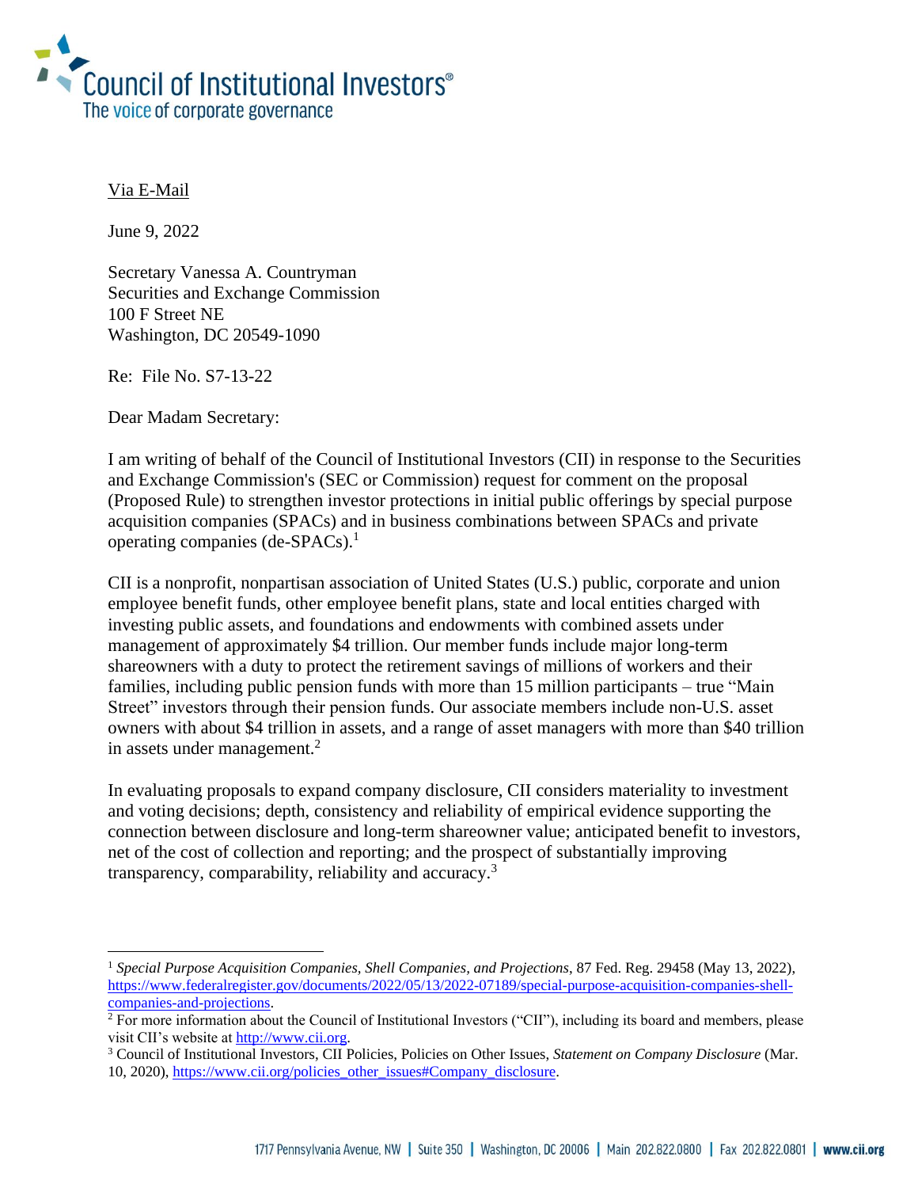Council of Institutional Investors®
The voice of corporate governance

Via E-Mail

June 9, 2022

Secretary Vanessa A. Countryman
Securities and Exchange Commission
100 F Street NE
Washington, DC 20549-1090

Re: File No. S7-13-22

Dear Madam Secretary:

I am writing of behalf of the Council of Institutional Investors (CII) in response to the Securities and Exchange Commission's (SEC or Commission) request for comment on the proposal (Proposed Rule) to strengthen investor protections in initial public offerings by special purpose acquisition companies (SPACs) and in business combinations between SPACs and private operating companies (de-SPACs).[1]

CII is a nonprofit, nonpartisan association of United States (U.S.) public, corporate and union employee benefit funds, other employee benefit plans, state and local entities charged with investing public assets, and foundations and endowments with combined assets under management of approximately $4 trillion. Our member funds include major long-term shareowners with a duty to protect the retirement savings of millions of workers and their families, including public pension funds with more than 15 million participants – true "Main Street" investors through their pension funds. Our associate members include non-U.S. asset owners with about $4 trillion in assets, and a range of asset managers with more than $40 trillion in assets under management.[2]

In evaluating proposals to expand company disclosure, CII considers materiality to investment and voting decisions; depth, consistency and reliability of empirical evidence supporting the connection between disclosure and long-term shareowner value; anticipated benefit to investors, net of the cost of collection and reporting; and the prospect of substantially improving transparency, comparability, reliability and accuracy.[3]

---

[1] *Special Purpose Acquisition Companies, Shell Companies, and Projections*, 87 Fed. Reg. 29458 (May 13, 2022), https://www.federalregister.gov/documents/2022/05/13/2022-07189/special-purpose-acquisition-companies-shell-companies-and-projections.

[2] For more information about the Council of Institutional Investors ("CII"), including its board and members, please visit CII's website at http://www.cii.org.

[3] Council of Institutional Investors, CII Policies, Policies on Other Issues, *Statement on Company Disclosure* (Mar. 10, 2020), https://www.cii.org/policies_other_issues#Company_disclosure.

1717 Pennsylvania Avenue, NW | Suite 350 | Washington, DC 20006 | Main 202.822.0800 | Fax 202.822.0801 | www.cii.org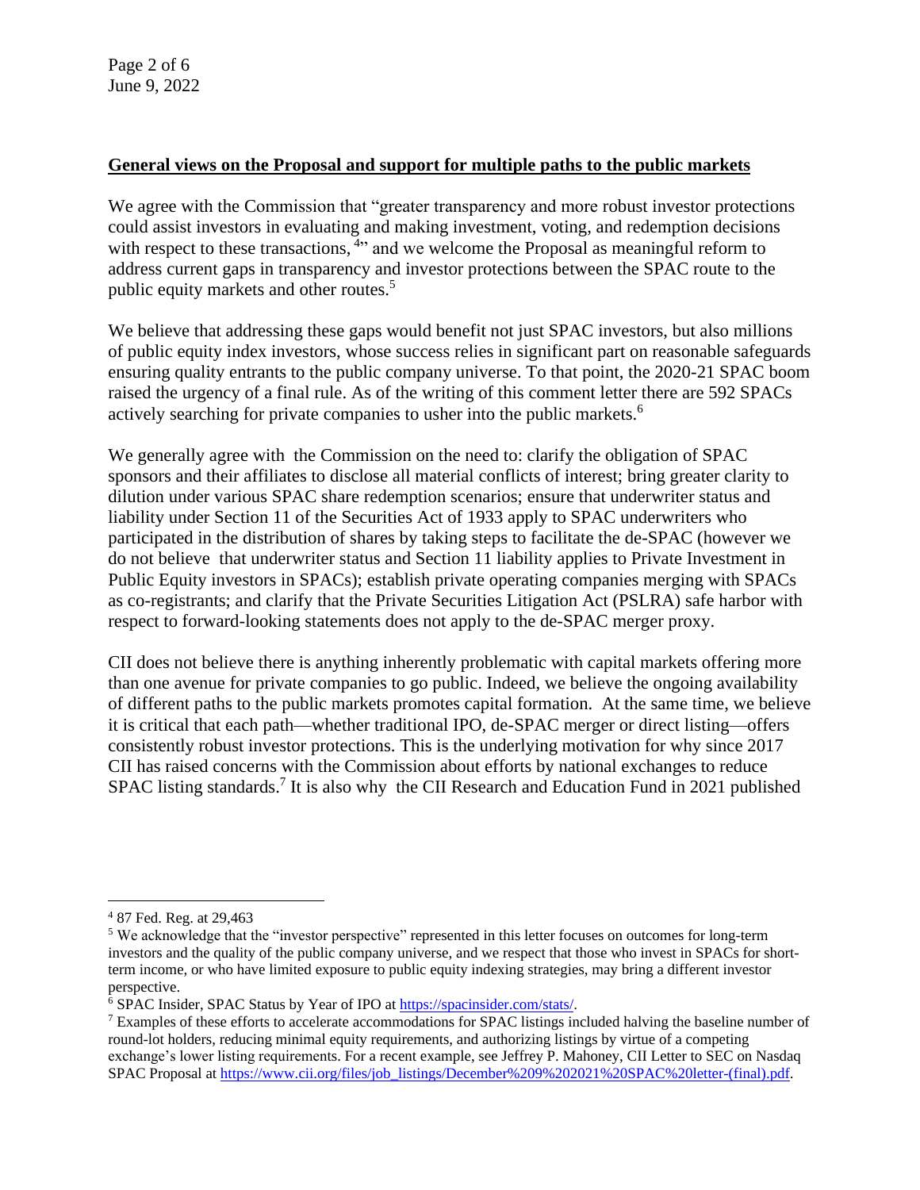**General views on the Proposal and support for multiple paths to the public markets**

We agree with the Commission that "greater transparency and more robust investor protections could assist investors in evaluating and making investment, voting, and redemption decisions with respect to these transactions, [4]" and we welcome the Proposal as meaningful reform to address current gaps in transparency and investor protections between the SPAC route to the public equity markets and other routes.[5]

We believe that addressing these gaps would benefit not just SPAC investors, but also millions of public equity index investors, whose success relies in significant part on reasonable safeguards ensuring quality entrants to the public company universe. To that point, the 2020-21 SPAC boom raised the urgency of a final rule. As of the writing of this comment letter there are 592 SPACs actively searching for private companies to usher into the public markets.[6]

We generally agree with the Commission on the need to: clarify the obligation of SPAC sponsors and their affiliates to disclose all material conflicts of interest; bring greater clarity to dilution under various SPAC share redemption scenarios; ensure that underwriter status and liability under Section 11 of the Securities Act of 1933 apply to SPAC underwriters who participated in the distribution of shares by taking steps to facilitate the de-SPAC (however we do not believe that underwriter status and Section 11 liability applies to Private Investment in Public Equity investors in SPACs); establish private operating companies merging with SPACs as co-registrants; and clarify that the Private Securities Litigation Act (PSLRA) safe harbor with respect to forward-looking statements does not apply to the de-SPAC merger proxy.

CII does not believe there is anything inherently problematic with capital markets offering more than one avenue for private companies to go public. Indeed, we believe the ongoing availability of different paths to the public markets promotes capital formation. At the same time, we believe it is critical that each path—whether traditional IPO, de-SPAC merger or direct listing—offers consistently robust investor protections. This is the underlying motivation for why since 2017 CII has raised concerns with the Commission about efforts by national exchanges to reduce SPAC listing standards.[7] It is also why the CII Research and Education Fund in 2021 published

---

[4] 87 Fed. Reg. at 29,463

[5] We acknowledge that the "investor perspective" represented in this letter focuses on outcomes for long-term investors and the quality of the public company universe, and we respect that those who invest in SPACs for short-term income, or who have limited exposure to public equity indexing strategies, may bring a different investor perspective.

[6] SPAC Insider, SPAC Status by Year of IPO at https://spacinsider.com/stats/.

[7] Examples of these efforts to accelerate accommodations for SPAC listings included halving the baseline number of round-lot holders, reducing minimal equity requirements, and authorizing listings by virtue of a competing exchange's lower listing requirements. For a recent example, see Jeffrey P. Mahoney, CII Letter to SEC on Nasdaq SPAC Proposal at https://www.cii.org/files/job_listings/December%209%202021%20SPAC%20letter-(final).pdf.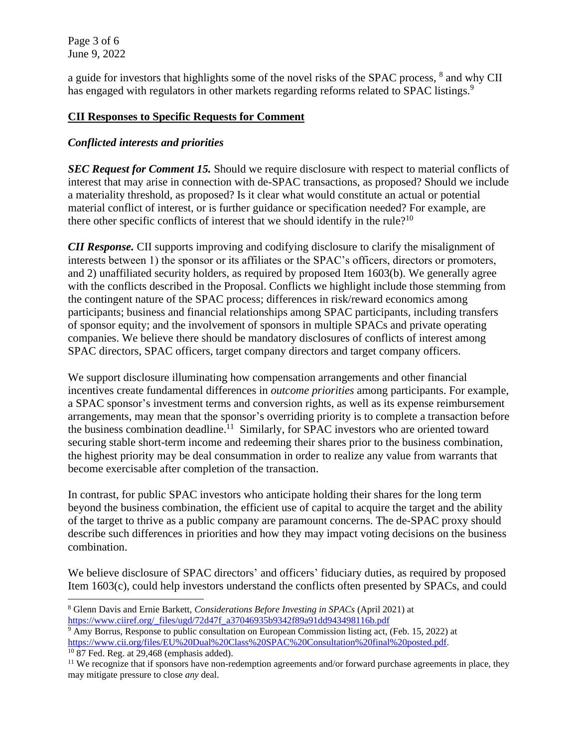a guide for investors that highlights some of the novel risks of the SPAC process, [8] and why CII has engaged with regulators in other markets regarding reforms related to SPAC listings.[9]

## CII Responses to Specific Requests for Comment

### *Conflicted interests and priorities*

***SEC Request for Comment 15.*** Should we require disclosure with respect to material conflicts of interest that may arise in connection with de-SPAC transactions, as proposed? Should we include a materiality threshold, as proposed? Is it clear what would constitute an actual or potential material conflict of interest, or is further guidance or specification needed? For example, are there other specific conflicts of interest that we should identify in the rule?[10]

***CII Response.*** CII supports improving and codifying disclosure to clarify the misalignment of interests between 1) the sponsor or its affiliates or the SPAC's officers, directors or promoters, and 2) unaffiliated security holders, as required by proposed Item 1603(b). We generally agree with the conflicts described in the Proposal. Conflicts we highlight include those stemming from the contingent nature of the SPAC process; differences in risk/reward economics among participants; business and financial relationships among SPAC participants, including transfers of sponsor equity; and the involvement of sponsors in multiple SPACs and private operating companies. We believe there should be mandatory disclosures of conflicts of interest among SPAC directors, SPAC officers, target company directors and target company officers.

We support disclosure illuminating how compensation arrangements and other financial incentives create fundamental differences in *outcome priorities* among participants. For example, a SPAC sponsor's investment terms and conversion rights, as well as its expense reimbursement arrangements, may mean that the sponsor's overriding priority is to complete a transaction before the business combination deadline.[11] Similarly, for SPAC investors who are oriented toward securing stable short-term income and redeeming their shares prior to the business combination, the highest priority may be deal consummation in order to realize any value from warrants that become exercisable after completion of the transaction.

In contrast, for public SPAC investors who anticipate holding their shares for the long term beyond the business combination, the efficient use of capital to acquire the target and the ability of the target to thrive as a public company are paramount concerns. The de-SPAC proxy should describe such differences in priorities and how they may impact voting decisions on the business combination.

We believe disclosure of SPAC directors' and officers' fiduciary duties, as required by proposed Item 1603(c), could help investors understand the conflicts often presented by SPACs, and could

---

[8] Glenn Davis and Ernie Barkett, *Considerations Before Investing in SPACs* (April 2021) at https://www.ciiref.org/_files/ugd/72d47f_a37046935b9342f89a91dd943498116b.pdf

[9] Amy Borrus, Response to public consultation on European Commission listing act, (Feb. 15, 2022) at https://www.cii.org/files/EU%20Dual%20Class%20SPAC%20Consultation%20final%20posted.pdf.

[10] 87 Fed. Reg. at 29,468 (emphasis added).

[11] We recognize that if sponsors have non-redemption agreements and/or forward purchase agreements in place, they may mitigate pressure to close *any* deal.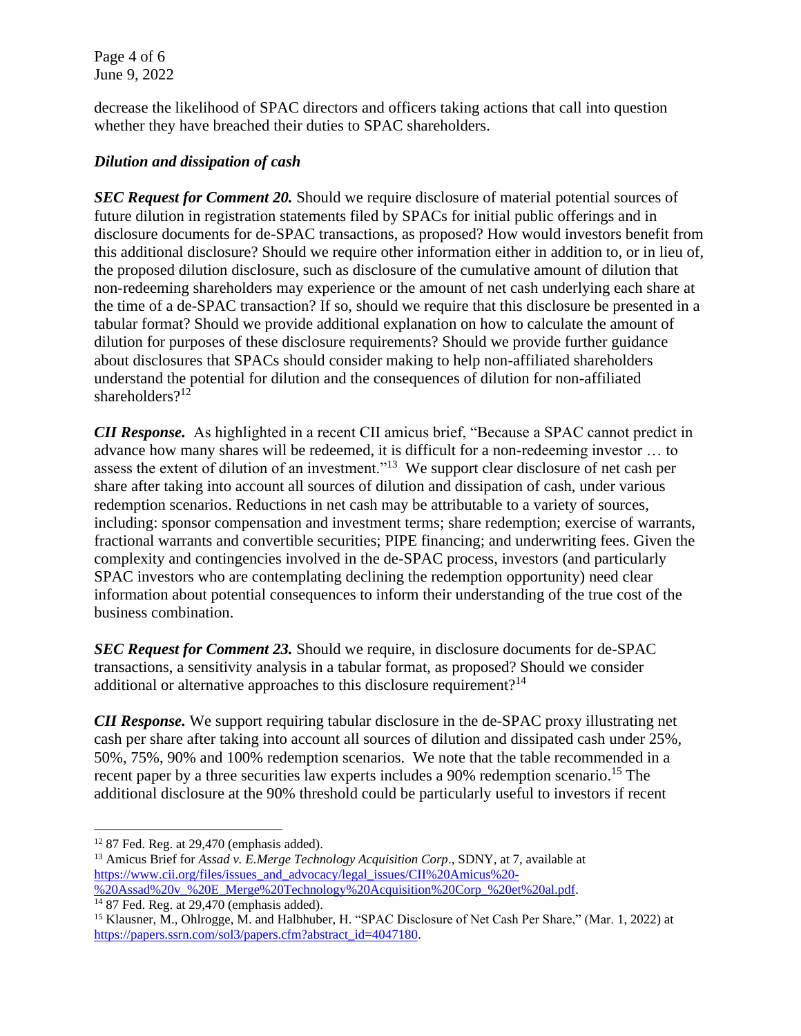decrease the likelihood of SPAC directors and officers taking actions that call into question whether they have breached their duties to SPAC shareholders.

***Dilution and dissipation of cash***

***SEC Request for Comment 20.*** Should we require disclosure of material potential sources of future dilution in registration statements filed by SPACs for initial public offerings and in disclosure documents for de-SPAC transactions, as proposed? How would investors benefit from this additional disclosure? Should we require other information either in addition to, or in lieu of, the proposed dilution disclosure, such as disclosure of the cumulative amount of dilution that non-redeeming shareholders may experience or the amount of net cash underlying each share at the time of a de-SPAC transaction? If so, should we require that this disclosure be presented in a tabular format? Should we provide additional explanation on how to calculate the amount of dilution for purposes of these disclosure requirements? Should we provide further guidance about disclosures that SPACs should consider making to help non-affiliated shareholders understand the potential for dilution and the consequences of dilution for non-affiliated shareholders?[12]

***CII Response.*** As highlighted in a recent CII amicus brief, "Because a SPAC cannot predict in advance how many shares will be redeemed, it is difficult for a non-redeeming investor … to assess the extent of dilution of an investment."[13] We support clear disclosure of net cash per share after taking into account all sources of dilution and dissipation of cash, under various redemption scenarios. Reductions in net cash may be attributable to a variety of sources, including: sponsor compensation and investment terms; share redemption; exercise of warrants, fractional warrants and convertible securities; PIPE financing; and underwriting fees. Given the complexity and contingencies involved in the de-SPAC process, investors (and particularly SPAC investors who are contemplating declining the redemption opportunity) need clear information about potential consequences to inform their understanding of the true cost of the business combination.

***SEC Request for Comment 23.*** Should we require, in disclosure documents for de-SPAC transactions, a sensitivity analysis in a tabular format, as proposed? Should we consider additional or alternative approaches to this disclosure requirement?[14]

***CII Response.*** We support requiring tabular disclosure in the de-SPAC proxy illustrating net cash per share after taking into account all sources of dilution and dissipated cash under 25%, 50%, 75%, 90% and 100% redemption scenarios. We note that the table recommended in a recent paper by a three securities law experts includes a 90% redemption scenario.[15] The additional disclosure at the 90% threshold could be particularly useful to investors if recent

---

[12] 87 Fed. Reg. at 29,470 (emphasis added).

[13] Amicus Brief for *Assad v. E.Merge Technology Acquisition Corp*., SDNY, at 7, available at https://www.cii.org/files/issues_and_advocacy/legal_issues/CII%20Amicus%20-%20Assad%20v_%20E_Merge%20Technology%20Acquisition%20Corp_%20et%20al.pdf.

[14] 87 Fed. Reg. at 29,470 (emphasis added).

[15] Klausner, M., Ohlrogge, M. and Halbhuber, H. "SPAC Disclosure of Net Cash Per Share," (Mar. 1, 2022) at https://papers.ssrn.com/sol3/papers.cfm?abstract_id=4047180.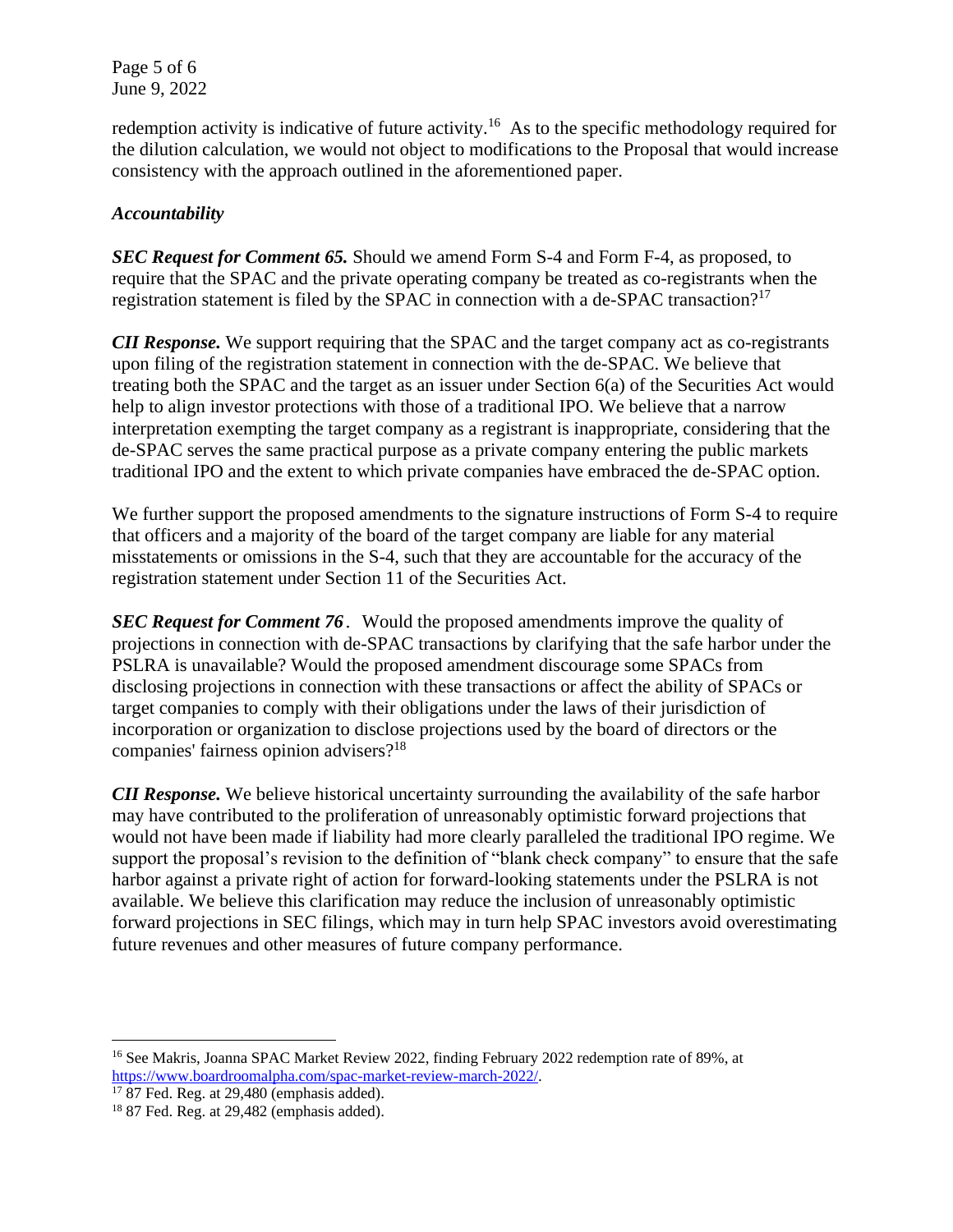redemption activity is indicative of future activity.[16] As to the specific methodology required for the dilution calculation, we would not object to modifications to the Proposal that would increase consistency with the approach outlined in the aforementioned paper.

### *Accountability*

***SEC Request for Comment 65.*** Should we amend Form S-4 and Form F-4, as proposed, to require that the SPAC and the private operating company be treated as co-registrants when the registration statement is filed by the SPAC in connection with a de-SPAC transaction?[17]

***CII Response.*** We support requiring that the SPAC and the target company act as co-registrants upon filing of the registration statement in connection with the de-SPAC. We believe that treating both the SPAC and the target as an issuer under Section 6(a) of the Securities Act would help to align investor protections with those of a traditional IPO. We believe that a narrow interpretation exempting the target company as a registrant is inappropriate, considering that the de-SPAC serves the same practical purpose as a private company entering the public markets traditional IPO and the extent to which private companies have embraced the de-SPAC option.

We further support the proposed amendments to the signature instructions of Form S-4 to require that officers and a majority of the board of the target company are liable for any material misstatements or omissions in the S-4, such that they are accountable for the accuracy of the registration statement under Section 11 of the Securities Act.

***SEC Request for Comment 76***. Would the proposed amendments improve the quality of projections in connection with de-SPAC transactions by clarifying that the safe harbor under the PSLRA is unavailable? Would the proposed amendment discourage some SPACs from disclosing projections in connection with these transactions or affect the ability of SPACs or target companies to comply with their obligations under the laws of their jurisdiction of incorporation or organization to disclose projections used by the board of directors or the companies' fairness opinion advisers?[18]

***CII Response.*** We believe historical uncertainty surrounding the availability of the safe harbor may have contributed to the proliferation of unreasonably optimistic forward projections that would not have been made if liability had more clearly paralleled the traditional IPO regime. We support the proposal's revision to the definition of "blank check company" to ensure that the safe harbor against a private right of action for forward-looking statements under the PSLRA is not available. We believe this clarification may reduce the inclusion of unreasonably optimistic forward projections in SEC filings, which may in turn help SPAC investors avoid overestimating future revenues and other measures of future company performance.

---

[16] See Makris, Joanna SPAC Market Review 2022, finding February 2022 redemption rate of 89%, at https://www.boardroomalpha.com/spac-market-review-march-2022/.

[17] 87 Fed. Reg. at 29,480 (emphasis added).

[18] 87 Fed. Reg. at 29,482 (emphasis added).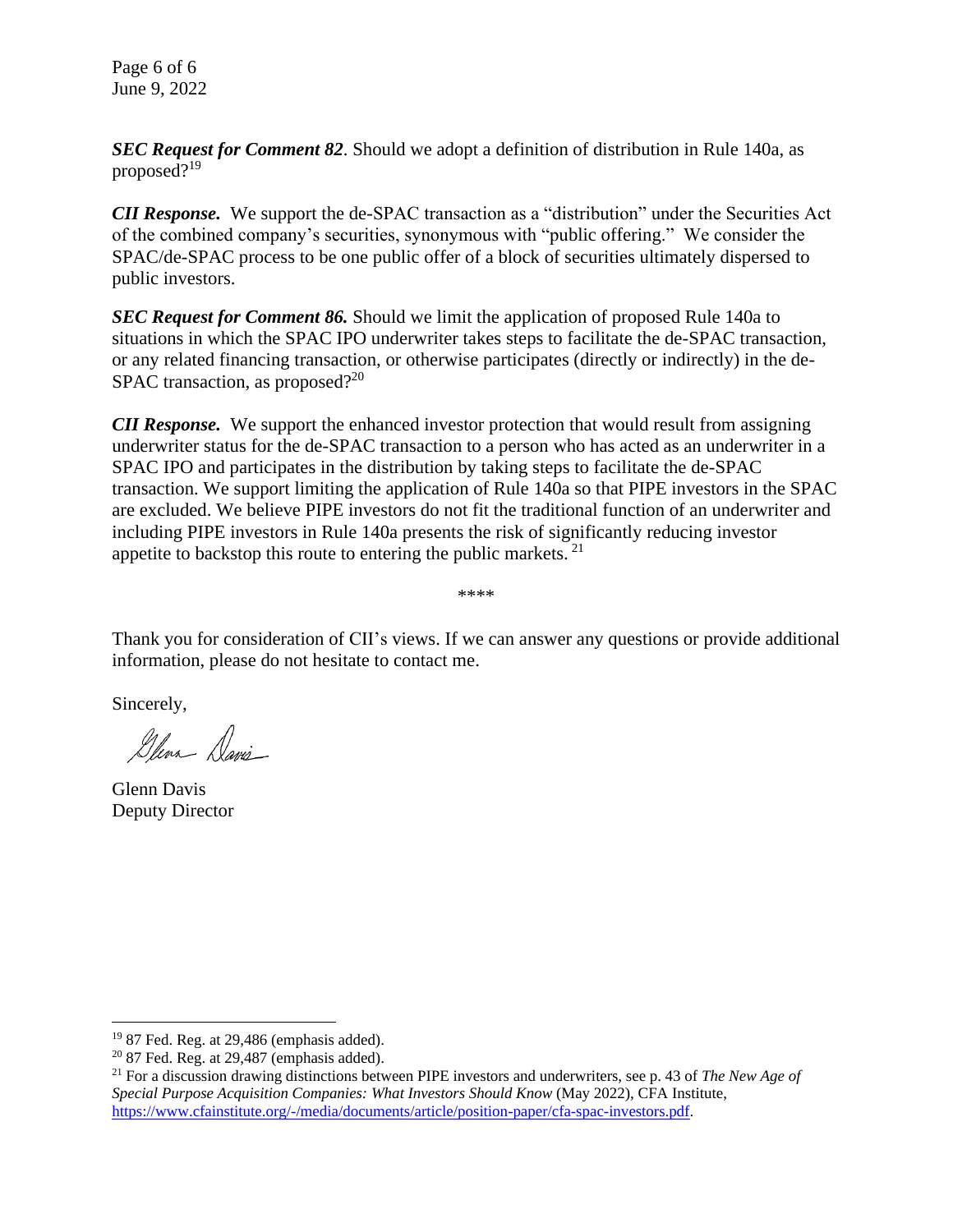***SEC Request for Comment 82***. Should we adopt a definition of distribution in Rule 140a, as proposed?[19]

***CII Response.*** We support the de-SPAC transaction as a "distribution" under the Securities Act of the combined company's securities, synonymous with "public offering." We consider the SPAC/de-SPAC process to be one public offer of a block of securities ultimately dispersed to public investors.

***SEC Request for Comment 86.*** Should we limit the application of proposed Rule 140a to situations in which the SPAC IPO underwriter takes steps to facilitate the de-SPAC transaction, or any related financing transaction, or otherwise participates (directly or indirectly) in the de-SPAC transaction, as proposed?[20]

***CII Response.*** We support the enhanced investor protection that would result from assigning underwriter status for the de-SPAC transaction to a person who has acted as an underwriter in a SPAC IPO and participates in the distribution by taking steps to facilitate the de-SPAC transaction. We support limiting the application of Rule 140a so that PIPE investors in the SPAC are excluded. We believe PIPE investors do not fit the traditional function of an underwriter and including PIPE investors in Rule 140a presents the risk of significantly reducing investor appetite to backstop this route to entering the public markets.[21]

\*\*\*\*

Thank you for consideration of CII's views. If we can answer any questions or provide additional information, please do not hesitate to contact me.

Sincerely,

Glenn Davis

Glenn Davis
Deputy Director

---

[19] 87 Fed. Reg. at 29,486 (emphasis added).

[20] 87 Fed. Reg. at 29,487 (emphasis added).

[21] For a discussion drawing distinctions between PIPE investors and underwriters, see p. 43 of *The New Age of Special Purpose Acquisition Companies: What Investors Should Know* (May 2022), CFA Institute, https://www.cfainstitute.org/-/media/documents/article/position-paper/cfa-spac-investors.pdf.